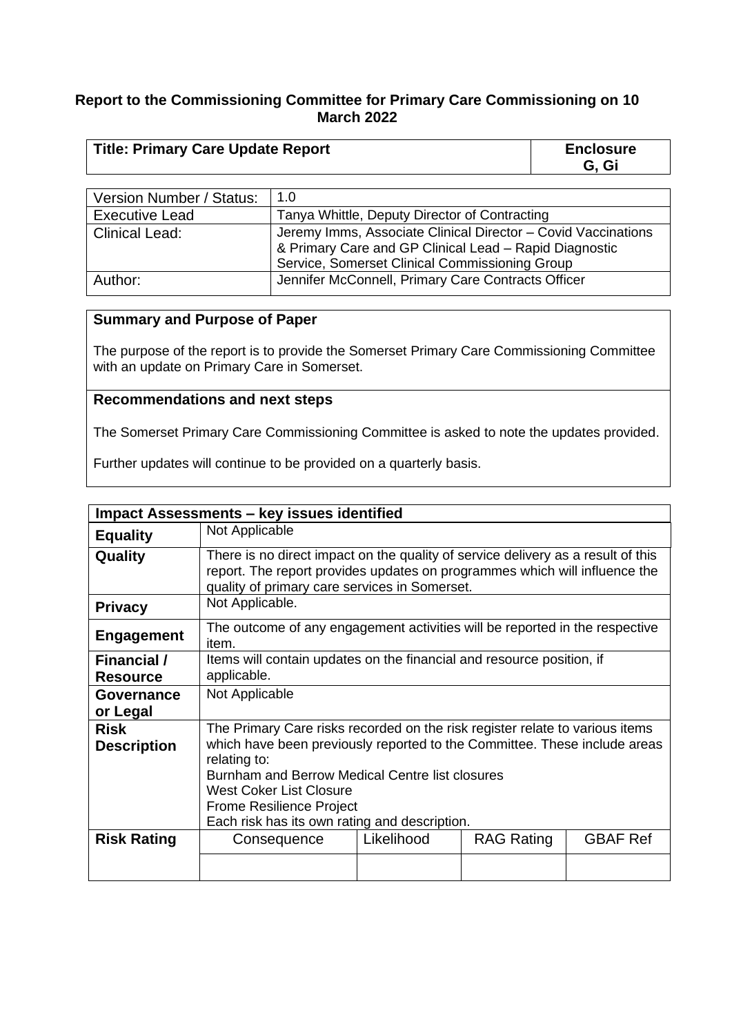**Report to the Commissioning Committee for Primary Care Commissioning on 10 March 2022**

| **Title: Primary Care Update Report** | **Enclosure G, Gi** |
|---|---|

| | |
|---|---|
| Version Number / Status: | 1.0 |
| Executive Lead | Tanya Whittle, Deputy Director of Contracting |
| Clinical Lead: | Jeremy Imms, Associate Clinical Director – Covid Vaccinations & Primary Care and GP Clinical Lead – Rapid Diagnostic Service, Somerset Clinical Commissioning Group |
| Author: | Jennifer McConnell, Primary Care Contracts Officer |

**Summary and Purpose of Paper**

The purpose of the report is to provide the Somerset Primary Care Commissioning Committee with an update on Primary Care in Somerset.

**Recommendations and next steps**

The Somerset Primary Care Commissioning Committee is asked to note the updates provided.

Further updates will continue to be provided on a quarterly basis.

| **Impact Assessments – key issues identified** | | | | |
|---|---|---|---|---|
| **Equality** | Not Applicable | | | |
| **Quality** | There is no direct impact on the quality of service delivery as a result of this report. The report provides updates on programmes which will influence the quality of primary care services in Somerset. | | | |
| **Privacy** | Not Applicable. | | | |
| **Engagement** | The outcome of any engagement activities will be reported in the respective item. | | | |
| **Financial / Resource** | Items will contain updates on the financial and resource position, if applicable. | | | |
| **Governance or Legal** | Not Applicable | | | |
| **Risk Description** | The Primary Care risks recorded on the risk register relate to various items which have been previously reported to the Committee. These include areas relating to:<br>Burnham and Berrow Medical Centre list closures<br>West Coker List Closure<br>Frome Resilience Project<br>Each risk has its own rating and description. | | | |
| **Risk Rating** | Consequence | Likelihood | RAG Rating | GBAF Ref |
| | | | | |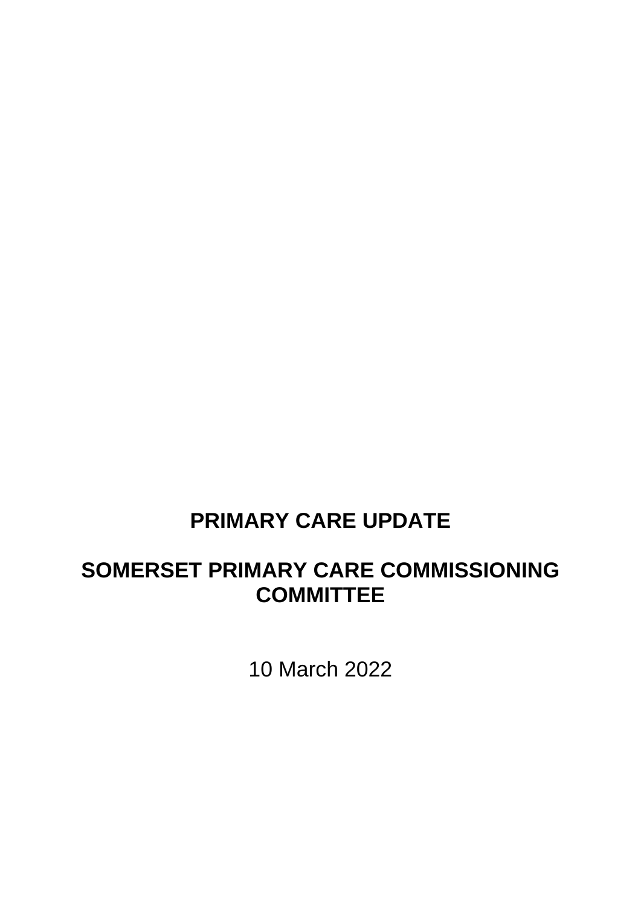# PRIMARY CARE UPDATE

# SOMERSET PRIMARY CARE COMMISSIONING COMMITTEE

10 March 2022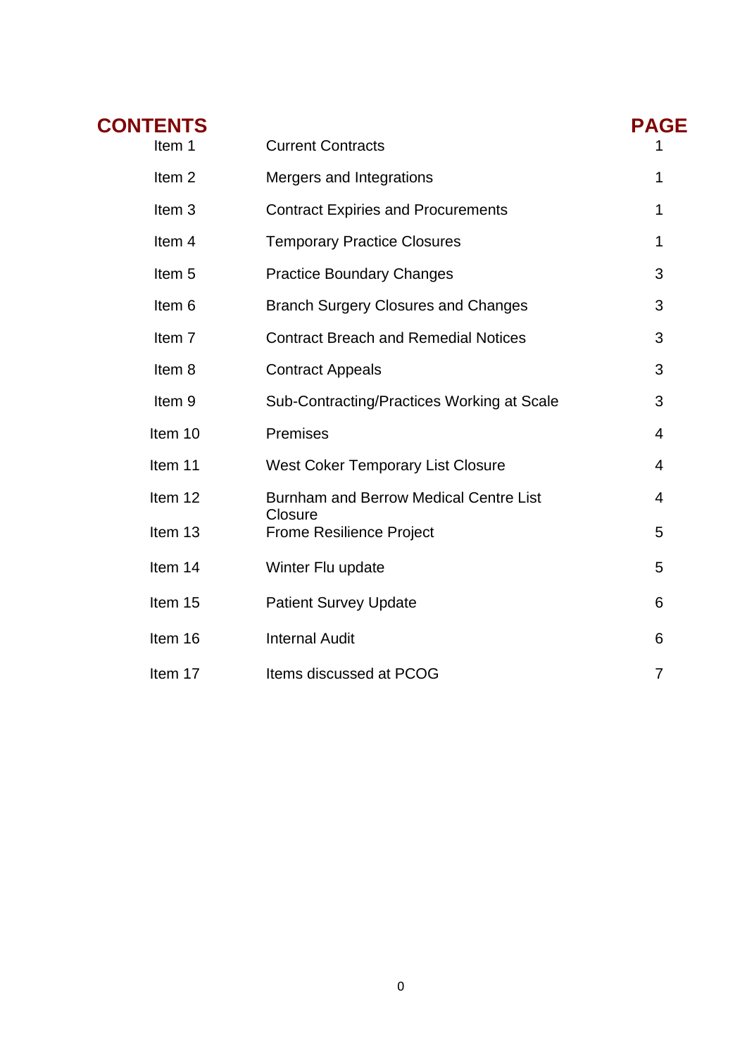| CONTENTS | | PAGE |
|---|---|---|
| Item 1 | Current Contracts | 1 |
| Item 2 | Mergers and Integrations | 1 |
| Item 3 | Contract Expiries and Procurements | 1 |
| Item 4 | Temporary Practice Closures | 1 |
| Item 5 | Practice Boundary Changes | 3 |
| Item 6 | Branch Surgery Closures and Changes | 3 |
| Item 7 | Contract Breach and Remedial Notices | 3 |
| Item 8 | Contract Appeals | 3 |
| Item 9 | Sub-Contracting/Practices Working at Scale | 3 |
| Item 10 | Premises | 4 |
| Item 11 | West Coker Temporary List Closure | 4 |
| Item 12 | Burnham and Berrow Medical Centre List Closure | 4 |
| Item 13 | Frome Resilience Project | 5 |
| Item 14 | Winter Flu update | 5 |
| Item 15 | Patient Survey Update | 6 |
| Item 16 | Internal Audit | 6 |
| Item 17 | Items discussed at PCOG | 7 |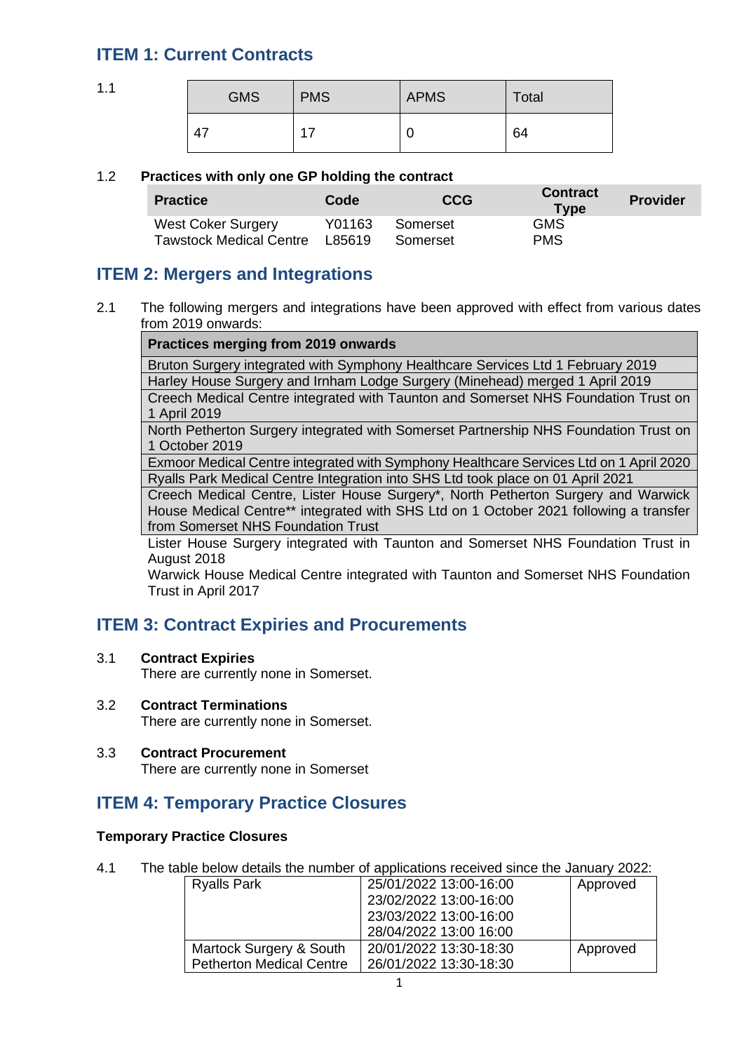## ITEM 1: Current Contracts

1.1

| GMS | PMS | APMS | Total |
|---|---|---|---|
| 47 | 17 | 0 | 64 |

1.2 **Practices with only one GP holding the contract**

| Practice | Code | CCG | Contract Type | Provider |
|---|---|---|---|---|
| West Coker Surgery | Y01163 | Somerset | GMS | |
| Tawstock Medical Centre | L85619 | Somerset | PMS | |

## ITEM 2: Mergers and Integrations

2.1 The following mergers and integrations have been approved with effect from various dates from 2019 onwards:

| Practices merging from 2019 onwards |
|---|
| Bruton Surgery integrated with Symphony Healthcare Services Ltd 1 February 2019 |
| Harley House Surgery and Irnham Lodge Surgery (Minehead) merged 1 April 2019 |
| Creech Medical Centre integrated with Taunton and Somerset NHS Foundation Trust on 1 April 2019 |
| North Petherton Surgery integrated with Somerset Partnership NHS Foundation Trust on 1 October 2019 |
| Exmoor Medical Centre integrated with Symphony Healthcare Services Ltd on 1 April 2020 |
| Ryalls Park Medical Centre Integration into SHS Ltd took place on 01 April 2021 |
| Creech Medical Centre, Lister House Surgery*, North Petherton Surgery and Warwick House Medical Centre** integrated with SHS Ltd on 1 October 2021 following a transfer from Somerset NHS Foundation Trust |

Lister House Surgery integrated with Taunton and Somerset NHS Foundation Trust in August 2018

Warwick House Medical Centre integrated with Taunton and Somerset NHS Foundation Trust in April 2017

## ITEM 3: Contract Expiries and Procurements

3.1 **Contract Expiries**
There are currently none in Somerset.

3.2 **Contract Terminations**
There are currently none in Somerset.

3.3 **Contract Procurement**
There are currently none in Somerset

## ITEM 4: Temporary Practice Closures

**Temporary Practice Closures**

4.1 The table below details the number of applications received since the January 2022:

| | | |
|---|---|---|
| Ryalls Park | 25/01/2022 13:00-16:00<br>23/02/2022 13:00-16:00<br>23/03/2022 13:00-16:00<br>28/04/2022 13:00 16:00 | Approved |
| Martock Surgery & South Petherton Medical Centre | 20/01/2022 13:30-18:30<br>26/01/2022 13:30-18:30 | Approved |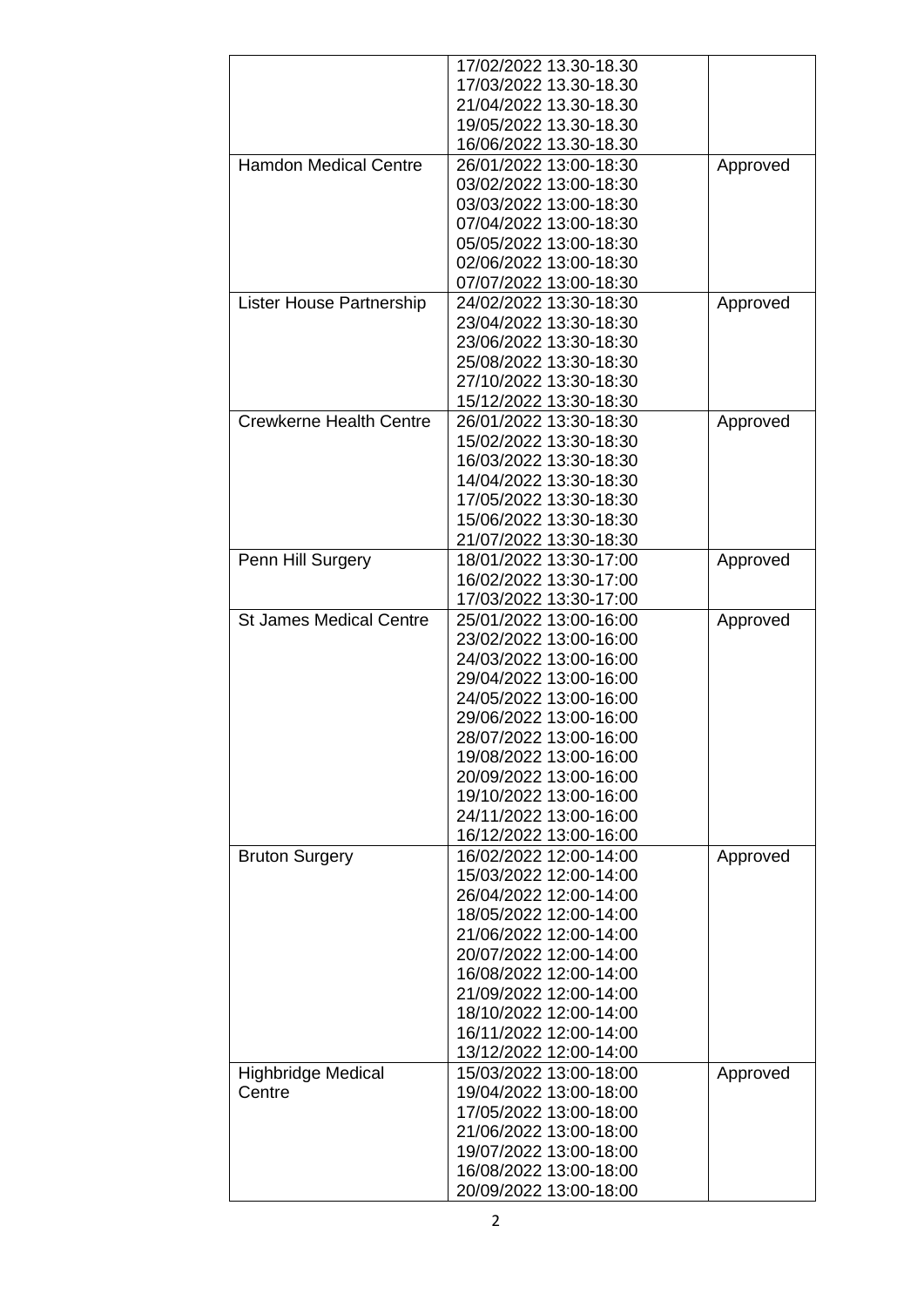| | | |
|---|---|---|
| | 17/02/2022 13.30-18.30<br>17/03/2022 13.30-18.30<br>21/04/2022 13.30-18.30<br>19/05/2022 13.30-18.30<br>16/06/2022 13.30-18.30 | |
| Hamdon Medical Centre | 26/01/2022 13:00-18:30<br>03/02/2022 13:00-18:30<br>03/03/2022 13:00-18:30<br>07/04/2022 13:00-18:30<br>05/05/2022 13:00-18:30<br>02/06/2022 13:00-18:30<br>07/07/2022 13:00-18:30 | Approved |
| Lister House Partnership | 24/02/2022 13:30-18:30<br>23/04/2022 13:30-18:30<br>23/06/2022 13:30-18:30<br>25/08/2022 13:30-18:30<br>27/10/2022 13:30-18:30<br>15/12/2022 13:30-18:30 | Approved |
| Crewkerne Health Centre | 26/01/2022 13:30-18:30<br>15/02/2022 13:30-18:30<br>16/03/2022 13:30-18:30<br>14/04/2022 13:30-18:30<br>17/05/2022 13:30-18:30<br>15/06/2022 13:30-18:30<br>21/07/2022 13:30-18:30 | Approved |
| Penn Hill Surgery | 18/01/2022 13:30-17:00<br>16/02/2022 13:30-17:00<br>17/03/2022 13:30-17:00 | Approved |
| St James Medical Centre | 25/01/2022 13:00-16:00<br>23/02/2022 13:00-16:00<br>24/03/2022 13:00-16:00<br>29/04/2022 13:00-16:00<br>24/05/2022 13:00-16:00<br>29/06/2022 13:00-16:00<br>28/07/2022 13:00-16:00<br>19/08/2022 13:00-16:00<br>20/09/2022 13:00-16:00<br>19/10/2022 13:00-16:00<br>24/11/2022 13:00-16:00<br>16/12/2022 13:00-16:00 | Approved |
| Bruton Surgery | 16/02/2022 12:00-14:00<br>15/03/2022 12:00-14:00<br>26/04/2022 12:00-14:00<br>18/05/2022 12:00-14:00<br>21/06/2022 12:00-14:00<br>20/07/2022 12:00-14:00<br>16/08/2022 12:00-14:00<br>21/09/2022 12:00-14:00<br>18/10/2022 12:00-14:00<br>16/11/2022 12:00-14:00<br>13/12/2022 12:00-14:00 | Approved |
| Highbridge Medical Centre | 15/03/2022 13:00-18:00<br>19/04/2022 13:00-18:00<br>17/05/2022 13:00-18:00<br>21/06/2022 13:00-18:00<br>19/07/2022 13:00-18:00<br>16/08/2022 13:00-18:00<br>20/09/2022 13:00-18:00 | Approved |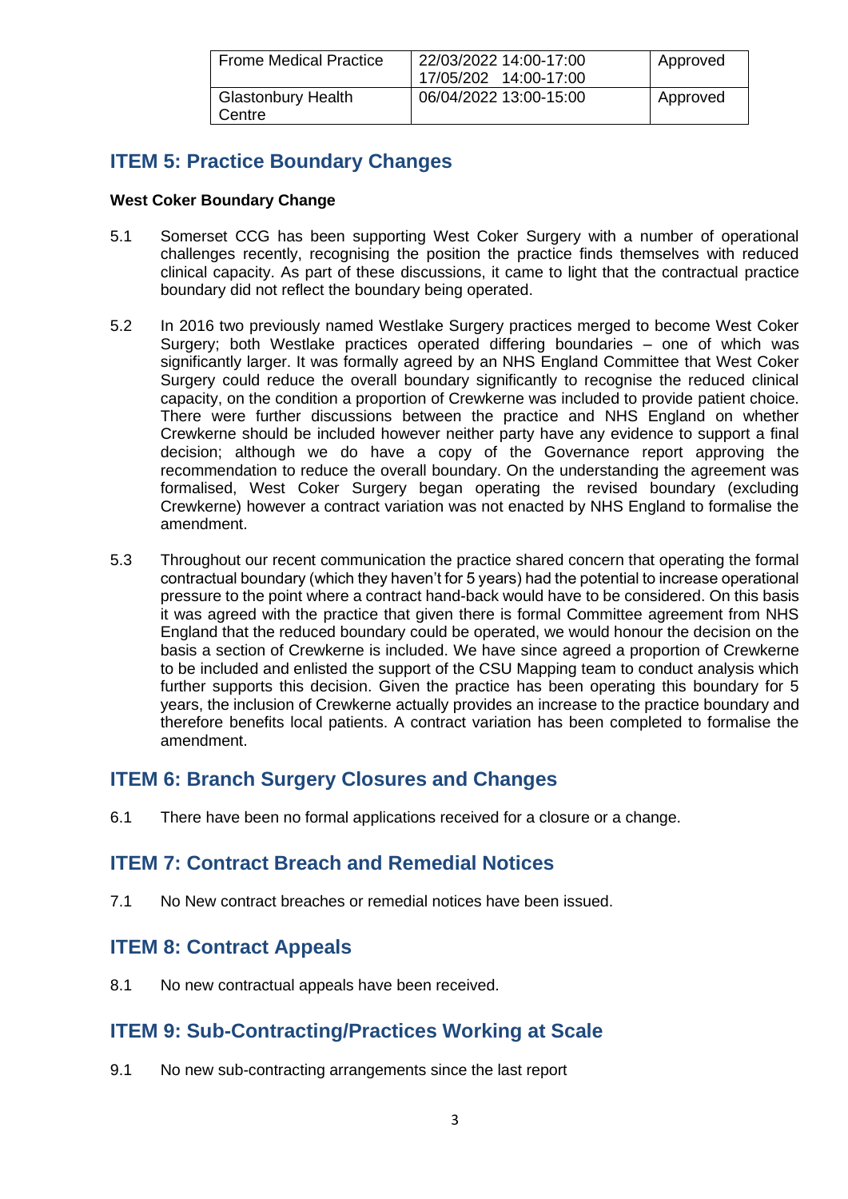| | | |
|---|---|---|
| Frome Medical Practice | 22/03/2022 14:00-17:00<br>17/05/202 14:00-17:00 | Approved |
| Glastonbury Health Centre | 06/04/2022 13:00-15:00 | Approved |

## ITEM 5: Practice Boundary Changes

**West Coker Boundary Change**

5.1 Somerset CCG has been supporting West Coker Surgery with a number of operational challenges recently, recognising the position the practice finds themselves with reduced clinical capacity. As part of these discussions, it came to light that the contractual practice boundary did not reflect the boundary being operated.

5.2 In 2016 two previously named Westlake Surgery practices merged to become West Coker Surgery; both Westlake practices operated differing boundaries – one of which was significantly larger. It was formally agreed by an NHS England Committee that West Coker Surgery could reduce the overall boundary significantly to recognise the reduced clinical capacity, on the condition a proportion of Crewkerne was included to provide patient choice. There were further discussions between the practice and NHS England on whether Crewkerne should be included however neither party have any evidence to support a final decision; although we do have a copy of the Governance report approving the recommendation to reduce the overall boundary. On the understanding the agreement was formalised, West Coker Surgery began operating the revised boundary (excluding Crewkerne) however a contract variation was not enacted by NHS England to formalise the amendment.

5.3 Throughout our recent communication the practice shared concern that operating the formal contractual boundary (which they haven't for 5 years) had the potential to increase operational pressure to the point where a contract hand-back would have to be considered. On this basis it was agreed with the practice that given there is formal Committee agreement from NHS England that the reduced boundary could be operated, we would honour the decision on the basis a section of Crewkerne is included. We have since agreed a proportion of Crewkerne to be included and enlisted the support of the CSU Mapping team to conduct analysis which further supports this decision. Given the practice has been operating this boundary for 5 years, the inclusion of Crewkerne actually provides an increase to the practice boundary and therefore benefits local patients. A contract variation has been completed to formalise the amendment.

## ITEM 6: Branch Surgery Closures and Changes

6.1 There have been no formal applications received for a closure or a change.

## ITEM 7: Contract Breach and Remedial Notices

7.1 No New contract breaches or remedial notices have been issued.

## ITEM 8: Contract Appeals

8.1 No new contractual appeals have been received.

## ITEM 9: Sub-Contracting/Practices Working at Scale

9.1 No new sub-contracting arrangements since the last report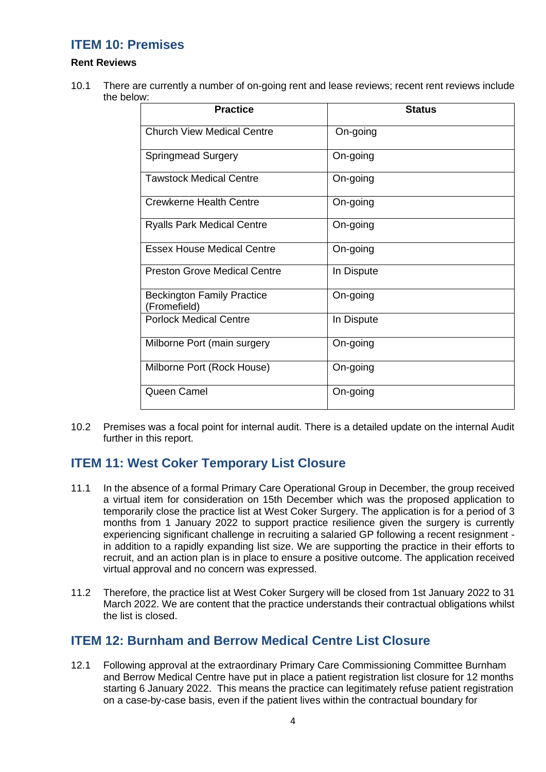## ITEM 10: Premises

**Rent Reviews**

10.1 There are currently a number of on-going rent and lease reviews; recent rent reviews include the below:

| Practice | Status |
|---|---|
| Church View Medical Centre | On-going |
| Springmead Surgery | On-going |
| Tawstock Medical Centre | On-going |
| Crewkerne Health Centre | On-going |
| Ryalls Park Medical Centre | On-going |
| Essex House Medical Centre | On-going |
| Preston Grove Medical Centre | In Dispute |
| Beckington Family Practice (Fromefield) | On-going |
| Porlock Medical Centre | In Dispute |
| Milborne Port (main surgery | On-going |
| Milborne Port (Rock House) | On-going |
| Queen Camel | On-going |

10.2 Premises was a focal point for internal audit. There is a detailed update on the internal Audit further in this report.

## ITEM 11: West Coker Temporary List Closure

11.1 In the absence of a formal Primary Care Operational Group in December, the group received a virtual item for consideration on 15th December which was the proposed application to temporarily close the practice list at West Coker Surgery. The application is for a period of 3 months from 1 January 2022 to support practice resilience given the surgery is currently experiencing significant challenge in recruiting a salaried GP following a recent resignment - in addition to a rapidly expanding list size. We are supporting the practice in their efforts to recruit, and an action plan is in place to ensure a positive outcome. The application received virtual approval and no concern was expressed.

11.2 Therefore, the practice list at West Coker Surgery will be closed from 1st January 2022 to 31 March 2022. We are content that the practice understands their contractual obligations whilst the list is closed.

## ITEM 12: Burnham and Berrow Medical Centre List Closure

12.1 Following approval at the extraordinary Primary Care Commissioning Committee Burnham and Berrow Medical Centre have put in place a patient registration list closure for 12 months starting 6 January 2022. This means the practice can legitimately refuse patient registration on a case-by-case basis, even if the patient lives within the contractual boundary for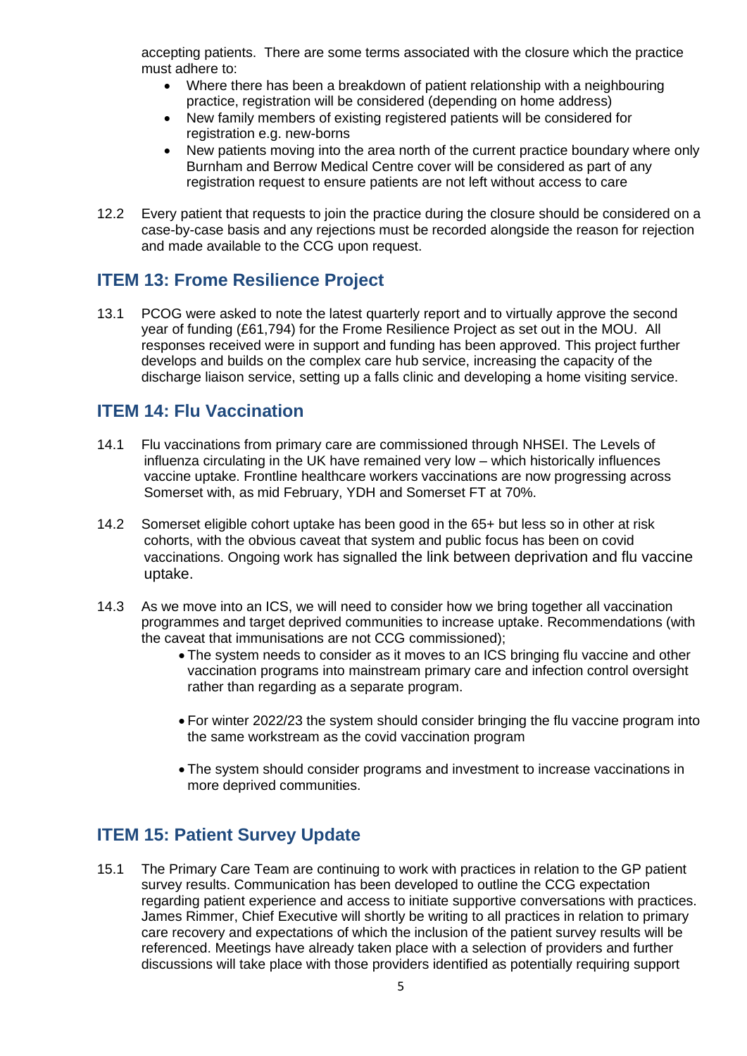accepting patients. There are some terms associated with the closure which the practice must adhere to:

- Where there has been a breakdown of patient relationship with a neighbouring practice, registration will be considered (depending on home address)
- New family members of existing registered patients will be considered for registration e.g. new-borns
- New patients moving into the area north of the current practice boundary where only Burnham and Berrow Medical Centre cover will be considered as part of any registration request to ensure patients are not left without access to care

12.2 Every patient that requests to join the practice during the closure should be considered on a case-by-case basis and any rejections must be recorded alongside the reason for rejection and made available to the CCG upon request.

## ITEM 13: Frome Resilience Project

13.1 PCOG were asked to note the latest quarterly report and to virtually approve the second year of funding (£61,794) for the Frome Resilience Project as set out in the MOU. All responses received were in support and funding has been approved. This project further develops and builds on the complex care hub service, increasing the capacity of the discharge liaison service, setting up a falls clinic and developing a home visiting service.

## ITEM 14: Flu Vaccination

14.1 Flu vaccinations from primary care are commissioned through NHSEI. The Levels of influenza circulating in the UK have remained very low – which historically influences vaccine uptake. Frontline healthcare workers vaccinations are now progressing across Somerset with, as mid February, YDH and Somerset FT at 70%.

14.2 Somerset eligible cohort uptake has been good in the 65+ but less so in other at risk cohorts, with the obvious caveat that system and public focus has been on covid vaccinations. Ongoing work has signalled the link between deprivation and flu vaccine uptake.

14.3 As we move into an ICS, we will need to consider how we bring together all vaccination programmes and target deprived communities to increase uptake. Recommendations (with the caveat that immunisations are not CCG commissioned);

- The system needs to consider as it moves to an ICS bringing flu vaccine and other vaccination programs into mainstream primary care and infection control oversight rather than regarding as a separate program.
- For winter 2022/23 the system should consider bringing the flu vaccine program into the same workstream as the covid vaccination program
- The system should consider programs and investment to increase vaccinations in more deprived communities.

## ITEM 15: Patient Survey Update

15.1 The Primary Care Team are continuing to work with practices in relation to the GP patient survey results. Communication has been developed to outline the CCG expectation regarding patient experience and access to initiate supportive conversations with practices. James Rimmer, Chief Executive will shortly be writing to all practices in relation to primary care recovery and expectations of which the inclusion of the patient survey results will be referenced. Meetings have already taken place with a selection of providers and further discussions will take place with those providers identified as potentially requiring support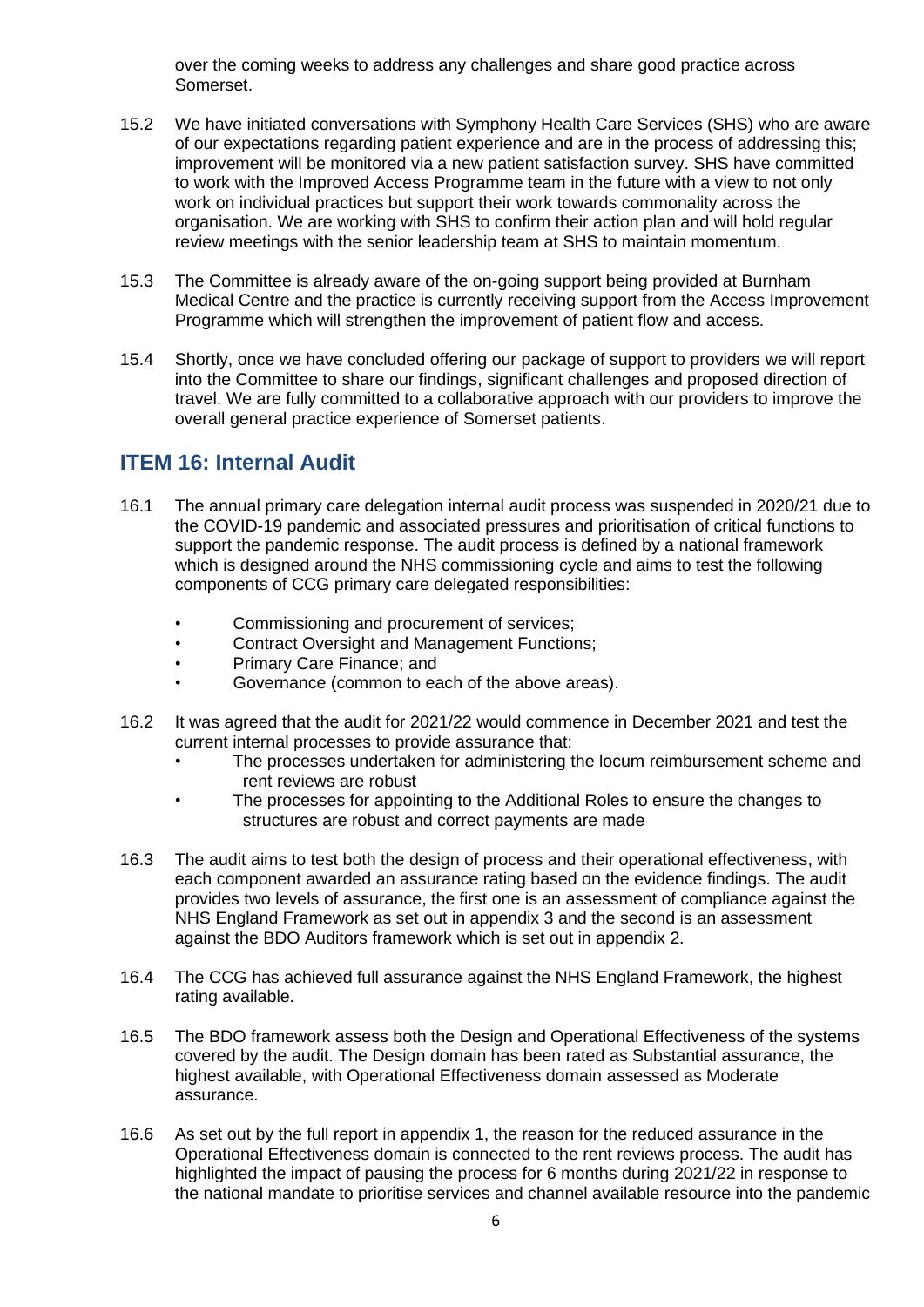over the coming weeks to address any challenges and share good practice across Somerset.

15.2 We have initiated conversations with Symphony Health Care Services (SHS) who are aware of our expectations regarding patient experience and are in the process of addressing this; improvement will be monitored via a new patient satisfaction survey. SHS have committed to work with the Improved Access Programme team in the future with a view to not only work on individual practices but support their work towards commonality across the organisation. We are working with SHS to confirm their action plan and will hold regular review meetings with the senior leadership team at SHS to maintain momentum.

15.3 The Committee is already aware of the on-going support being provided at Burnham Medical Centre and the practice is currently receiving support from the Access Improvement Programme which will strengthen the improvement of patient flow and access.

15.4 Shortly, once we have concluded offering our package of support to providers we will report into the Committee to share our findings, significant challenges and proposed direction of travel. We are fully committed to a collaborative approach with our providers to improve the overall general practice experience of Somerset patients.

## ITEM 16: Internal Audit

16.1 The annual primary care delegation internal audit process was suspended in 2020/21 due to the COVID-19 pandemic and associated pressures and prioritisation of critical functions to support the pandemic response. The audit process is defined by a national framework which is designed around the NHS commissioning cycle and aims to test the following components of CCG primary care delegated responsibilities:

- Commissioning and procurement of services;
- Contract Oversight and Management Functions;
- Primary Care Finance; and
- Governance (common to each of the above areas).

16.2 It was agreed that the audit for 2021/22 would commence in December 2021 and test the current internal processes to provide assurance that:

- The processes undertaken for administering the locum reimbursement scheme and rent reviews are robust
- The processes for appointing to the Additional Roles to ensure the changes to structures are robust and correct payments are made

16.3 The audit aims to test both the design of process and their operational effectiveness, with each component awarded an assurance rating based on the evidence findings. The audit provides two levels of assurance, the first one is an assessment of compliance against the NHS England Framework as set out in appendix 3 and the second is an assessment against the BDO Auditors framework which is set out in appendix 2.

16.4 The CCG has achieved full assurance against the NHS England Framework, the highest rating available.

16.5 The BDO framework assess both the Design and Operational Effectiveness of the systems covered by the audit. The Design domain has been rated as Substantial assurance, the highest available, with Operational Effectiveness domain assessed as Moderate assurance.

16.6 As set out by the full report in appendix 1, the reason for the reduced assurance in the Operational Effectiveness domain is connected to the rent reviews process. The audit has highlighted the impact of pausing the process for 6 months during 2021/22 in response to the national mandate to prioritise services and channel available resource into the pandemic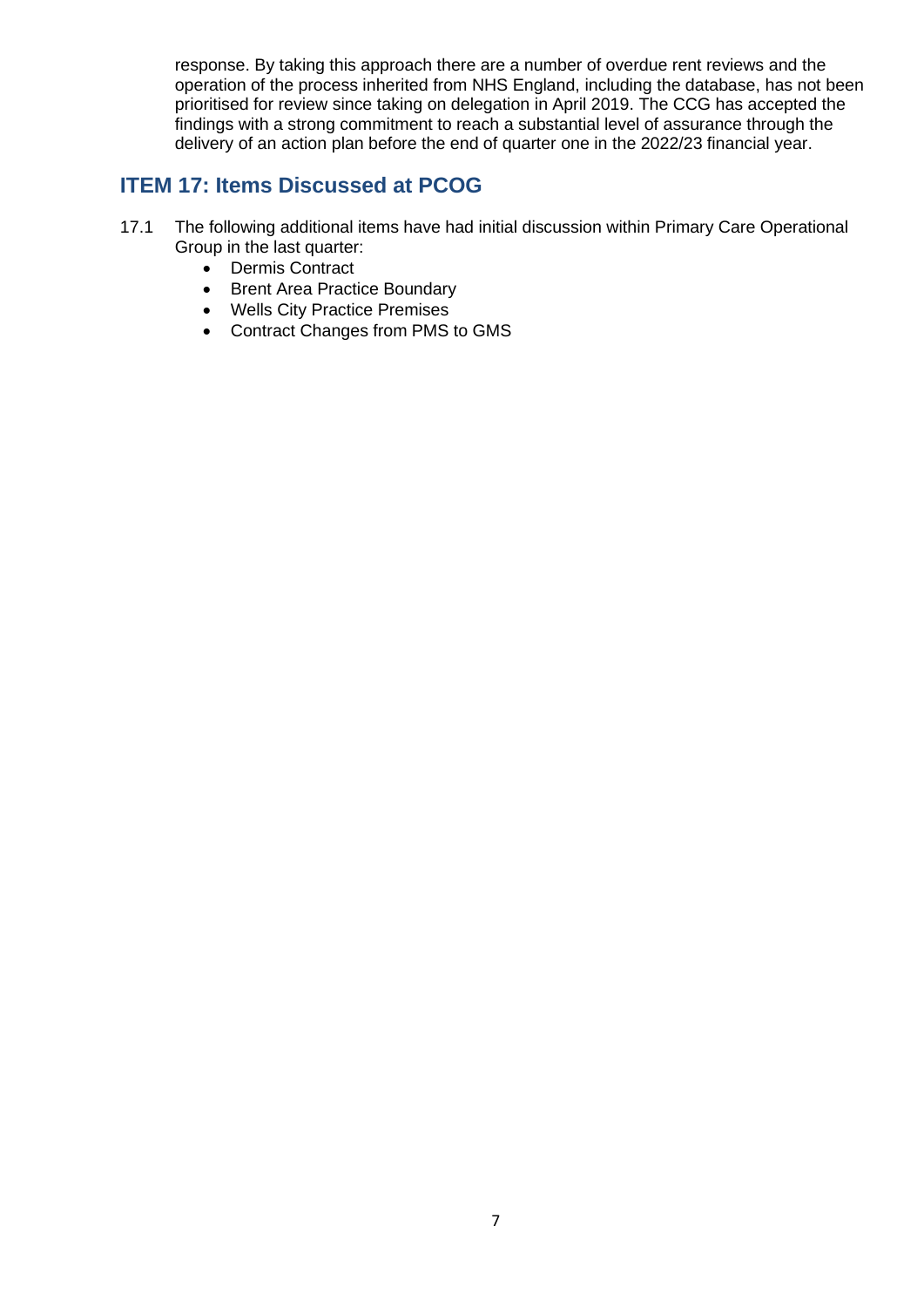response. By taking this approach there are a number of overdue rent reviews and the operation of the process inherited from NHS England, including the database, has not been prioritised for review since taking on delegation in April 2019. The CCG has accepted the findings with a strong commitment to reach a substantial level of assurance through the delivery of an action plan before the end of quarter one in the 2022/23 financial year.

## ITEM 17: Items Discussed at PCOG

17.1 The following additional items have had initial discussion within Primary Care Operational Group in the last quarter:

- Dermis Contract
- Brent Area Practice Boundary
- Wells City Practice Premises
- Contract Changes from PMS to GMS